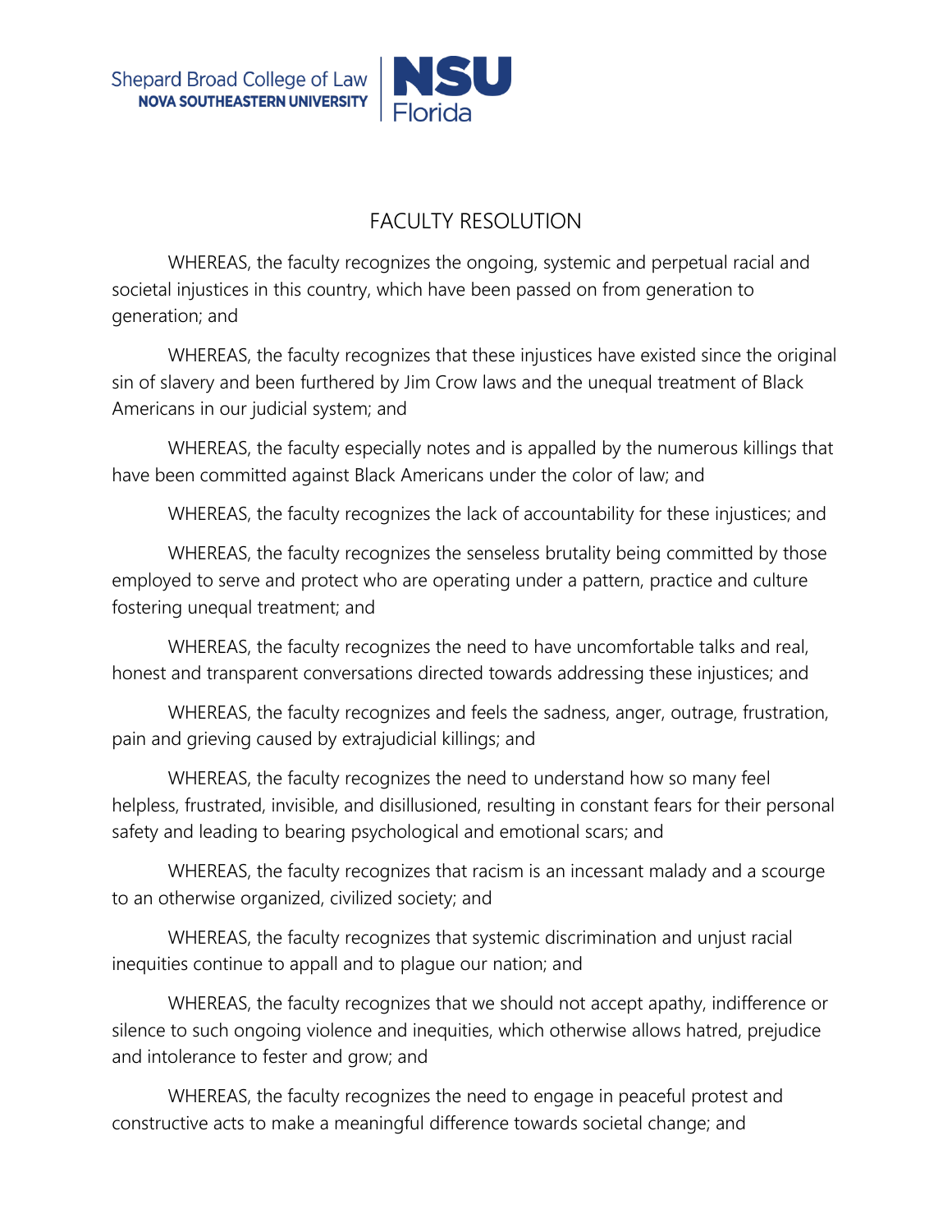Shepard Broad College of Law
NOVA SOUTHEASTERN UNIVERSITY

NSU Florida

# FACULTY RESOLUTION

WHEREAS, the faculty recognizes the ongoing, systemic and perpetual racial and societal injustices in this country, which have been passed on from generation to generation; and

WHEREAS, the faculty recognizes that these injustices have existed since the original sin of slavery and been furthered by Jim Crow laws and the unequal treatment of Black Americans in our judicial system; and

WHEREAS, the faculty especially notes and is appalled by the numerous killings that have been committed against Black Americans under the color of law; and

WHEREAS, the faculty recognizes the lack of accountability for these injustices; and

WHEREAS, the faculty recognizes the senseless brutality being committed by those employed to serve and protect who are operating under a pattern, practice and culture fostering unequal treatment; and

WHEREAS, the faculty recognizes the need to have uncomfortable talks and real, honest and transparent conversations directed towards addressing these injustices; and

WHEREAS, the faculty recognizes and feels the sadness, anger, outrage, frustration, pain and grieving caused by extrajudicial killings; and

WHEREAS, the faculty recognizes the need to understand how so many feel helpless, frustrated, invisible, and disillusioned, resulting in constant fears for their personal safety and leading to bearing psychological and emotional scars; and

WHEREAS, the faculty recognizes that racism is an incessant malady and a scourge to an otherwise organized, civilized society; and

WHEREAS, the faculty recognizes that systemic discrimination and unjust racial inequities continue to appall and to plague our nation; and

WHEREAS, the faculty recognizes that we should not accept apathy, indifference or silence to such ongoing violence and inequities, which otherwise allows hatred, prejudice and intolerance to fester and grow; and

WHEREAS, the faculty recognizes the need to engage in peaceful protest and constructive acts to make a meaningful difference towards societal change; and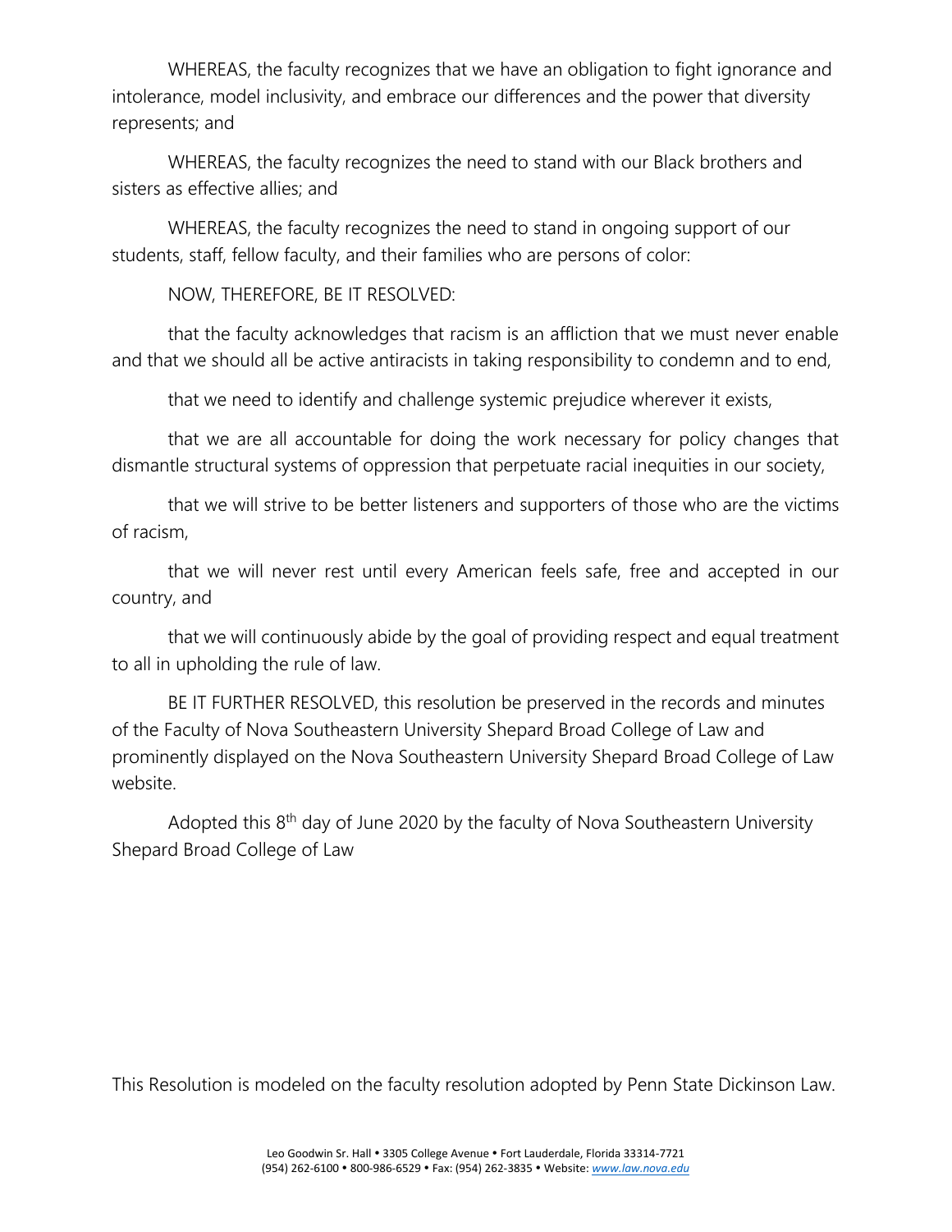WHEREAS, the faculty recognizes that we have an obligation to fight ignorance and intolerance, model inclusivity, and embrace our differences and the power that diversity represents; and

WHEREAS, the faculty recognizes the need to stand with our Black brothers and sisters as effective allies; and

WHEREAS, the faculty recognizes the need to stand in ongoing support of our students, staff, fellow faculty, and their families who are persons of color:

NOW, THEREFORE, BE IT RESOLVED:

that the faculty acknowledges that racism is an affliction that we must never enable and that we should all be active antiracists in taking responsibility to condemn and to end,

that we need to identify and challenge systemic prejudice wherever it exists,

that we are all accountable for doing the work necessary for policy changes that dismantle structural systems of oppression that perpetuate racial inequities in our society,

that we will strive to be better listeners and supporters of those who are the victims of racism,

that we will never rest until every American feels safe, free and accepted in our country, and

that we will continuously abide by the goal of providing respect and equal treatment to all in upholding the rule of law.

BE IT FURTHER RESOLVED, this resolution be preserved in the records and minutes of the Faculty of Nova Southeastern University Shepard Broad College of Law and prominently displayed on the Nova Southeastern University Shepard Broad College of Law website.

Adopted this 8th day of June 2020 by the faculty of Nova Southeastern University Shepard Broad College of Law

This Resolution is modeled on the faculty resolution adopted by Penn State Dickinson Law.

Leo Goodwin Sr. Hall • 3305 College Avenue • Fort Lauderdale, Florida 33314-7721
(954) 262-6100 • 800-986-6529 • Fax: (954) 262-3835 • Website: www.law.nova.edu